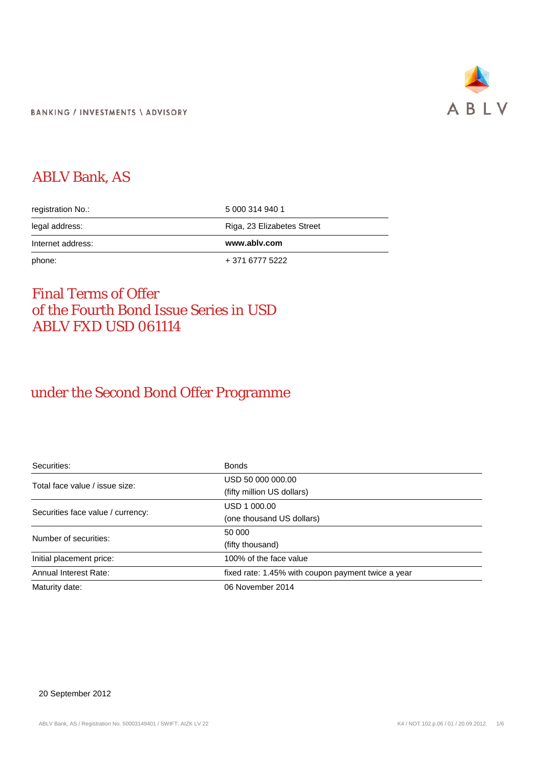BANKING / INVESTMENTS \ ADVISORY

ABLV

# ABLV Bank, AS

| | |
|---|---|
| registration No.: | 5 000 314 940 1 |
| legal address: | Riga, 23 Elizabetes Street |
| Internet address: | **www.ablv.com** |
| phone: | + 371 6777 5222 |

# Final Terms of Offer of the Fourth Bond Issue Series in USD ABLV FXD USD 061114

## under the Second Bond Offer Programme

| | |
|---|---|
| Securities: | Bonds |
| Total face value / issue size: | USD 50 000 000.00<br>(fifty million US dollars) |
| Securities face value / currency: | USD 1 000.00<br>(one thousand US dollars) |
| Number of securities: | 50 000<br>(fifty thousand) |
| Initial placement price: | 100% of the face value |
| Annual Interest Rate: | fixed rate: 1.45% with coupon payment twice a year |
| Maturity date: | 06 November 2014 |

20 September 2012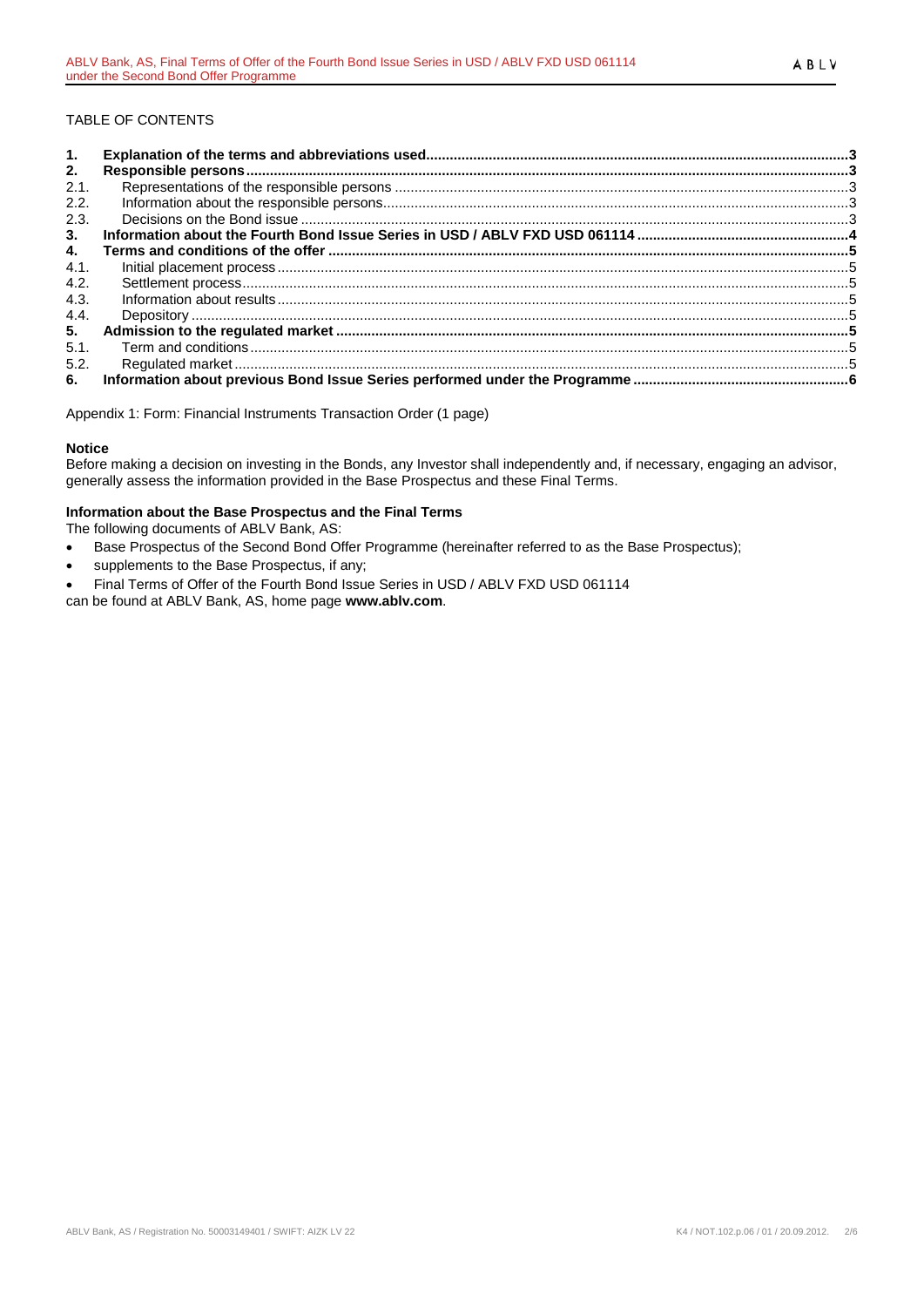TABLE OF CONTENTS

| | | |
|---|---|---|
| **1.** | **Explanation of the terms and abbreviations used** | **3** |
| **2.** | **Responsible persons** | **3** |
| 2.1. | Representations of the responsible persons | 3 |
| 2.2. | Information about the responsible persons | 3 |
| 2.3. | Decisions on the Bond issue | 3 |
| **3.** | **Information about the Fourth Bond Issue Series in USD / ABLV FXD USD 061114** | **4** |
| **4.** | **Terms and conditions of the offer** | **5** |
| 4.1. | Initial placement process | 5 |
| 4.2. | Settlement process | 5 |
| 4.3. | Information about results | 5 |
| 4.4. | Depository | 5 |
| **5.** | **Admission to the regulated market** | **5** |
| 5.1. | Term and conditions | 5 |
| 5.2. | Regulated market | 5 |
| **6.** | **Information about previous Bond Issue Series performed under the Programme** | **6** |

Appendix 1: Form: Financial Instruments Transaction Order (1 page)

**Notice**

Before making a decision on investing in the Bonds, any Investor shall independently and, if necessary, engaging an advisor, generally assess the information provided in the Base Prospectus and these Final Terms.

**Information about the Base Prospectus and the Final Terms**

The following documents of ABLV Bank, AS:

- Base Prospectus of the Second Bond Offer Programme (hereinafter referred to as the Base Prospectus);
- supplements to the Base Prospectus, if any;
- Final Terms of Offer of the Fourth Bond Issue Series in USD / ABLV FXD USD 061114

can be found at ABLV Bank, AS, home page **www.ablv.com**.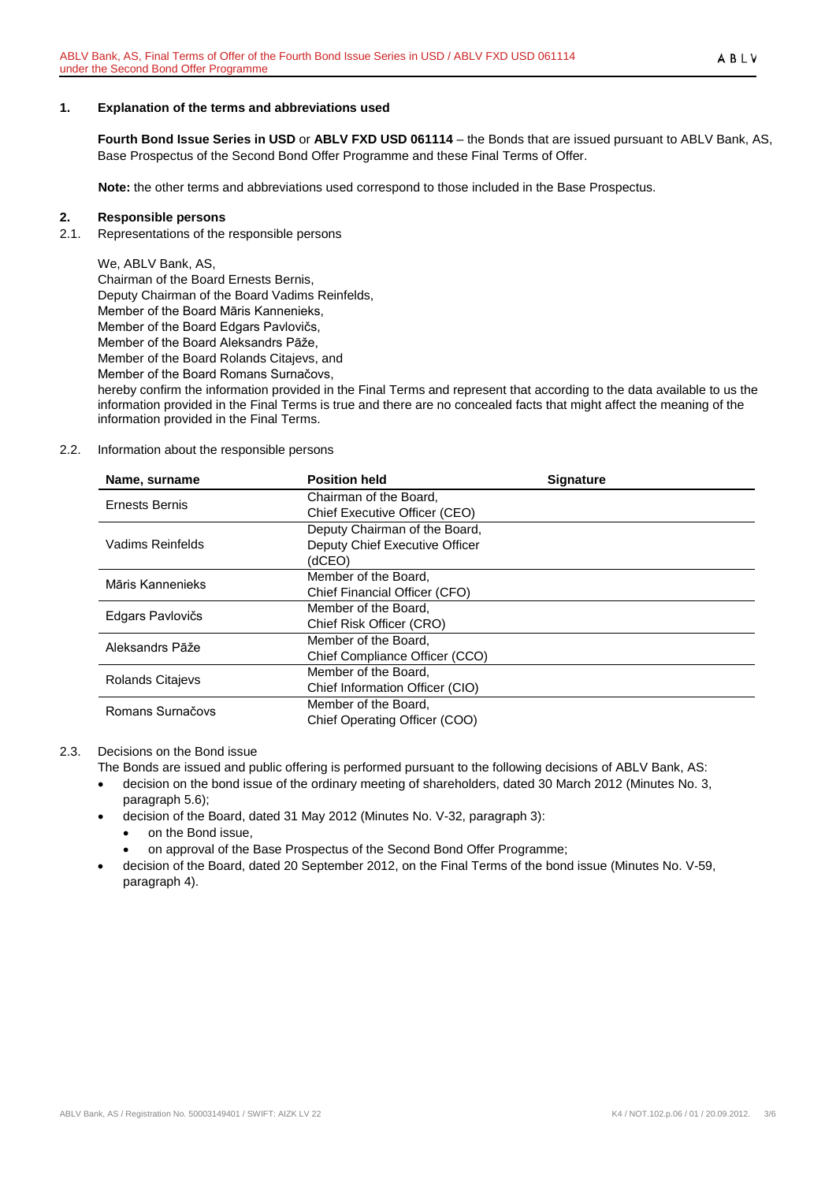## 1. Explanation of the terms and abbreviations used

**Fourth Bond Issue Series in USD** or **ABLV FXD USD 061114** – the Bonds that are issued pursuant to ABLV Bank, AS, Base Prospectus of the Second Bond Offer Programme and these Final Terms of Offer.

**Note:** the other terms and abbreviations used correspond to those included in the Base Prospectus.

## 2. Responsible persons

2.1. Representations of the responsible persons

We, ABLV Bank, AS,
Chairman of the Board Ernests Bernis,
Deputy Chairman of the Board Vadims Reinfelds,
Member of the Board Māris Kannenieks,
Member of the Board Edgars Pavlovičs,
Member of the Board Aleksandrs Pāže,
Member of the Board Rolands Citajevs, and
Member of the Board Romans Surnačovs,
hereby confirm the information provided in the Final Terms and represent that according to the data available to us the information provided in the Final Terms is true and there are no concealed facts that might affect the meaning of the information provided in the Final Terms.

2.2. Information about the responsible persons

| Name, surname | Position held | Signature |
|---|---|---|
| Ernests Bernis | Chairman of the Board, Chief Executive Officer (CEO) | |
| Vadims Reinfelds | Deputy Chairman of the Board, Deputy Chief Executive Officer (dCEO) | |
| Māris Kannenieks | Member of the Board, Chief Financial Officer (CFO) | |
| Edgars Pavlovičs | Member of the Board, Chief Risk Officer (CRO) | |
| Aleksandrs Pāže | Member of the Board, Chief Compliance Officer (CCO) | |
| Rolands Citajevs | Member of the Board, Chief Information Officer (CIO) | |
| Romans Surnačovs | Member of the Board, Chief Operating Officer (COO) | |

2.3. Decisions on the Bond issue

The Bonds are issued and public offering is performed pursuant to the following decisions of ABLV Bank, AS:

- decision on the bond issue of the ordinary meeting of shareholders, dated 30 March 2012 (Minutes No. 3, paragraph 5.6);
- decision of the Board, dated 31 May 2012 (Minutes No. V-32, paragraph 3):
  - on the Bond issue,
  - on approval of the Base Prospectus of the Second Bond Offer Programme;
- decision of the Board, dated 20 September 2012, on the Final Terms of the bond issue (Minutes No. V-59, paragraph 4).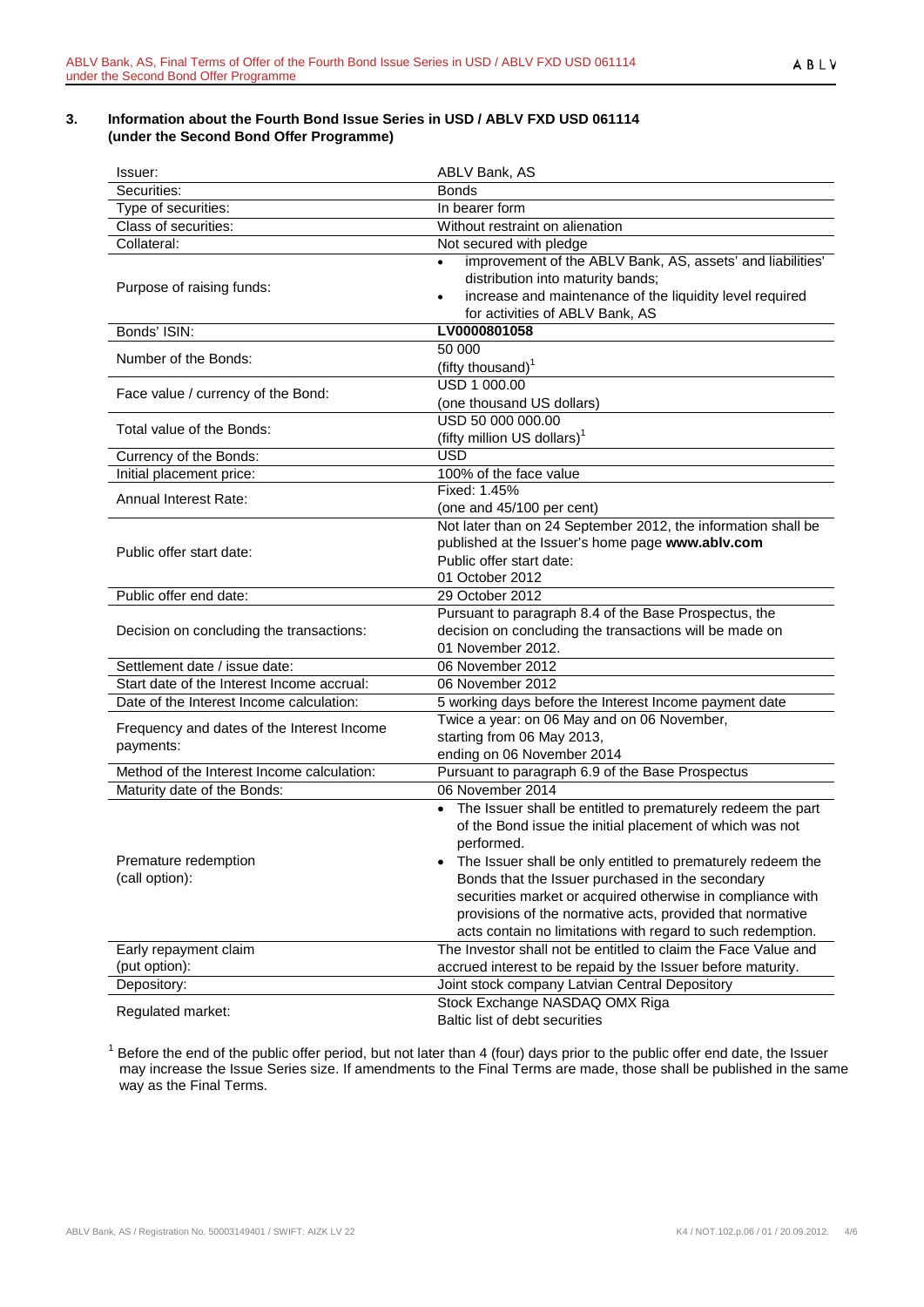## 3. Information about the Fourth Bond Issue Series in USD / ABLV FXD USD 061114 (under the Second Bond Offer Programme)

| | |
|---|---|
| Issuer: | ABLV Bank, AS |
| Securities: | Bonds |
| Type of securities: | In bearer form |
| Class of securities: | Without restraint on alienation |
| Collateral: | Not secured with pledge |
| Purpose of raising funds: | • improvement of the ABLV Bank, AS, assets' and liabilities' distribution into maturity bands;<br>• increase and maintenance of the liquidity level required for activities of ABLV Bank, AS |
| Bonds' ISIN: | **LV0000801058** |
| Number of the Bonds: | 50 000<br>(fifty thousand)[1] |
| Face value / currency of the Bond: | USD 1 000.00<br>(one thousand US dollars) |
| Total value of the Bonds: | USD 50 000 000.00<br>(fifty million US dollars)[1] |
| Currency of the Bonds: | USD |
| Initial placement price: | 100% of the face value |
| Annual Interest Rate: | Fixed: 1.45%<br>(one and 45/100 per cent) |
| Public offer start date: | Not later than on 24 September 2012, the information shall be published at the Issuer's home page **www.ablv.com**<br>Public offer start date:<br>01 October 2012 |
| Public offer end date: | 29 October 2012 |
| Decision on concluding the transactions: | Pursuant to paragraph 8.4 of the Base Prospectus, the decision on concluding the transactions will be made on 01 November 2012. |
| Settlement date / issue date: | 06 November 2012 |
| Start date of the Interest Income accrual: | 06 November 2012 |
| Date of the Interest Income calculation: | 5 working days before the Interest Income payment date |
| Frequency and dates of the Interest Income payments: | Twice a year: on 06 May and on 06 November,<br>starting from 06 May 2013,<br>ending on 06 November 2014 |
| Method of the Interest Income calculation: | Pursuant to paragraph 6.9 of the Base Prospectus |
| Maturity date of the Bonds: | 06 November 2014 |
| Premature redemption<br>(call option): | • The Issuer shall be entitled to prematurely redeem the part of the Bond issue the initial placement of which was not performed.<br>• The Issuer shall be only entitled to prematurely redeem the Bonds that the Issuer purchased in the secondary securities market or acquired otherwise in compliance with provisions of the normative acts, provided that normative acts contain no limitations with regard to such redemption. |
| Early repayment claim<br>(put option): | The Investor shall not be entitled to claim the Face Value and accrued interest to be repaid by the Issuer before maturity. |
| Depository: | Joint stock company Latvian Central Depository |
| Regulated market: | Stock Exchange NASDAQ OMX Riga<br>Baltic list of debt securities |

[1] Before the end of the public offer period, but not later than 4 (four) days prior to the public offer end date, the Issuer may increase the Issue Series size. If amendments to the Final Terms are made, those shall be published in the same way as the Final Terms.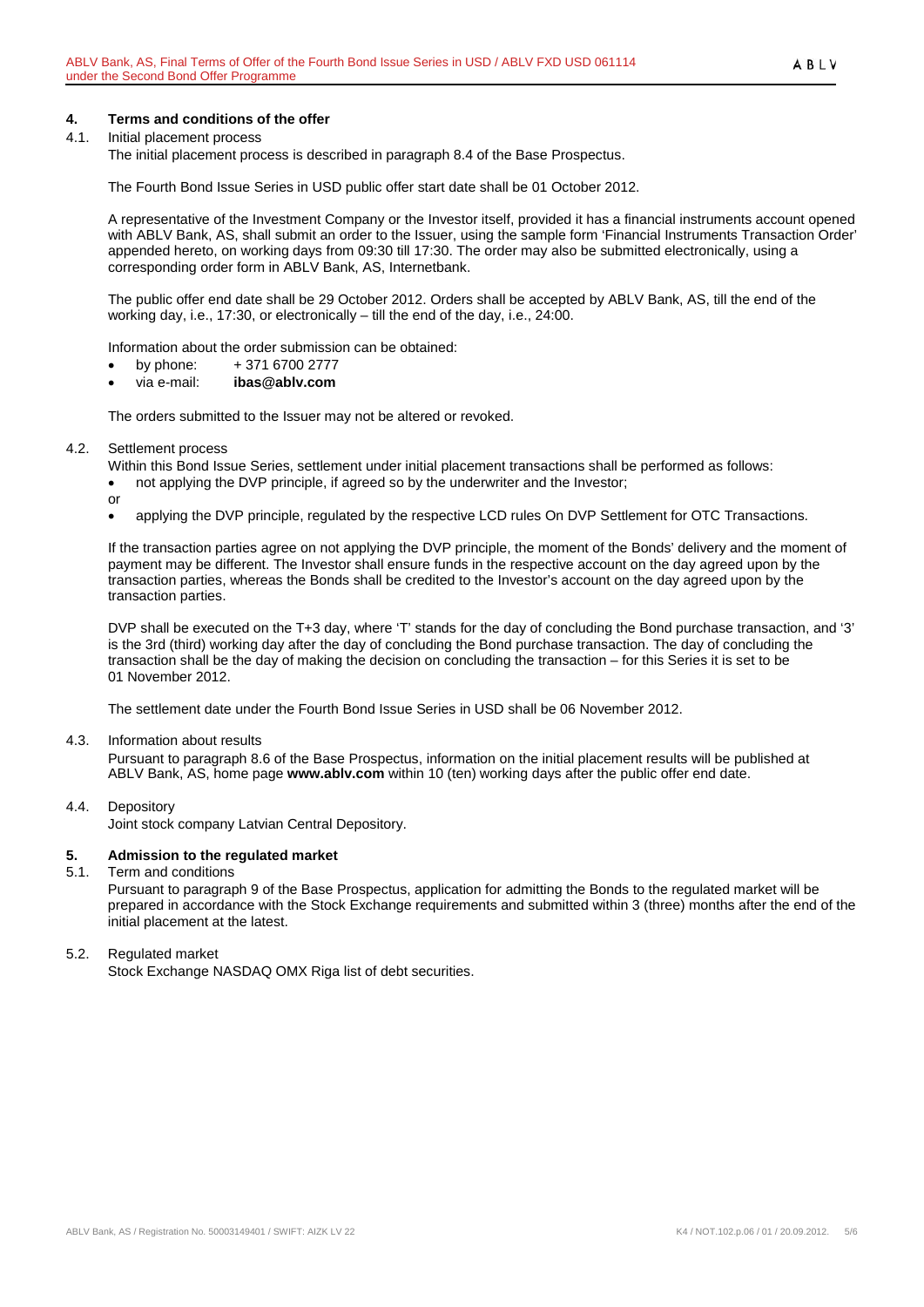## 4. Terms and conditions of the offer

### 4.1. Initial placement process

The initial placement process is described in paragraph 8.4 of the Base Prospectus.

The Fourth Bond Issue Series in USD public offer start date shall be 01 October 2012.

A representative of the Investment Company or the Investor itself, provided it has a financial instruments account opened with ABLV Bank, AS, shall submit an order to the Issuer, using the sample form 'Financial Instruments Transaction Order' appended hereto, on working days from 09:30 till 17:30. The order may also be submitted electronically, using a corresponding order form in ABLV Bank, AS, Internetbank.

The public offer end date shall be 29 October 2012. Orders shall be accepted by ABLV Bank, AS, till the end of the working day, i.e., 17:30, or electronically – till the end of the day, i.e., 24:00.

Information about the order submission can be obtained:

- by phone: + 371 6700 2777
- via e-mail: **ibas@ablv.com**

The orders submitted to the Issuer may not be altered or revoked.

### 4.2. Settlement process

Within this Bond Issue Series, settlement under initial placement transactions shall be performed as follows:

- not applying the DVP principle, if agreed so by the underwriter and the Investor;

or

- applying the DVP principle, regulated by the respective LCD rules On DVP Settlement for OTC Transactions.

If the transaction parties agree on not applying the DVP principle, the moment of the Bonds' delivery and the moment of payment may be different. The Investor shall ensure funds in the respective account on the day agreed upon by the transaction parties, whereas the Bonds shall be credited to the Investor's account on the day agreed upon by the transaction parties.

DVP shall be executed on the T+3 day, where 'T' stands for the day of concluding the Bond purchase transaction, and '3' is the 3rd (third) working day after the day of concluding the Bond purchase transaction. The day of concluding the transaction shall be the day of making the decision on concluding the transaction – for this Series it is set to be 01 November 2012.

The settlement date under the Fourth Bond Issue Series in USD shall be 06 November 2012.

### 4.3. Information about results

Pursuant to paragraph 8.6 of the Base Prospectus, information on the initial placement results will be published at ABLV Bank, AS, home page **www.ablv.com** within 10 (ten) working days after the public offer end date.

### 4.4. Depository

Joint stock company Latvian Central Depository.

## 5. Admission to the regulated market

### 5.1. Term and conditions

Pursuant to paragraph 9 of the Base Prospectus, application for admitting the Bonds to the regulated market will be prepared in accordance with the Stock Exchange requirements and submitted within 3 (three) months after the end of the initial placement at the latest.

### 5.2. Regulated market

Stock Exchange NASDAQ OMX Riga list of debt securities.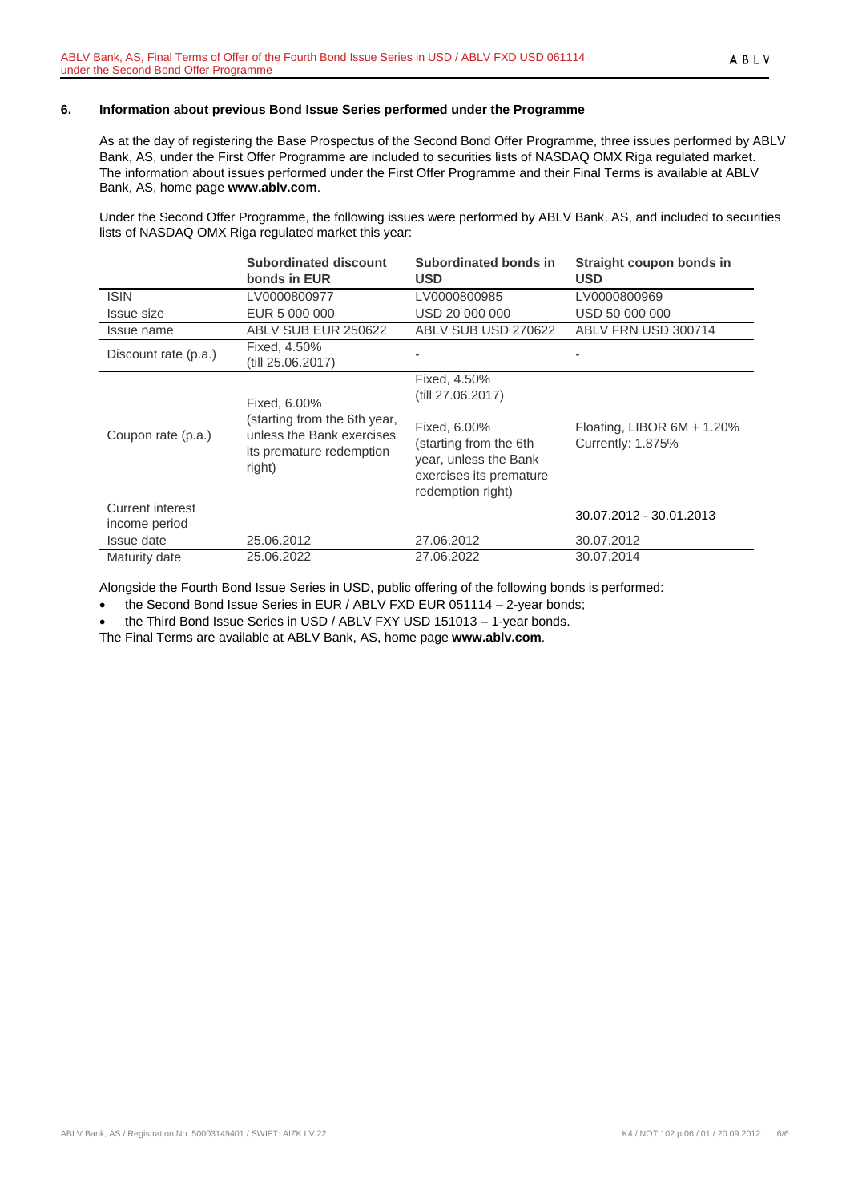## 6. Information about previous Bond Issue Series performed under the Programme

As at the day of registering the Base Prospectus of the Second Bond Offer Programme, three issues performed by ABLV Bank, AS, under the First Offer Programme are included to securities lists of NASDAQ OMX Riga regulated market. The information about issues performed under the First Offer Programme and their Final Terms is available at ABLV Bank, AS, home page **www.ablv.com**.

Under the Second Offer Programme, the following issues were performed by ABLV Bank, AS, and included to securities lists of NASDAQ OMX Riga regulated market this year:

| | Subordinated discount bonds in EUR | Subordinated bonds in USD | Straight coupon bonds in USD |
|---|---|---|---|
| ISIN | LV0000800977 | LV0000800985 | LV0000800969 |
| Issue size | EUR 5 000 000 | USD 20 000 000 | USD 50 000 000 |
| Issue name | ABLV SUB EUR 250622 | ABLV SUB USD 270622 | ABLV FRN USD 300714 |
| Discount rate (p.a.) | Fixed, 4.50% (till 25.06.2017) | - | - |
| Coupon rate (p.a.) | Fixed, 6.00% (starting from the 6th year, unless the Bank exercises its premature redemption right) | Fixed, 4.50% (till 27.06.2017) Fixed, 6.00% (starting from the 6th year, unless the Bank exercises its premature redemption right) | Floating, LIBOR 6M + 1.20% Currently: 1.875% |
| Current interest income period | | | 30.07.2012 - 30.01.2013 |
| Issue date | 25.06.2012 | 27.06.2012 | 30.07.2012 |
| Maturity date | 25.06.2022 | 27.06.2022 | 30.07.2014 |

Alongside the Fourth Bond Issue Series in USD, public offering of the following bonds is performed:

- the Second Bond Issue Series in EUR / ABLV FXD EUR 051114 – 2-year bonds;
- the Third Bond Issue Series in USD / ABLV FXY USD 151013 – 1-year bonds.

The Final Terms are available at ABLV Bank, AS, home page **www.ablv.com**.